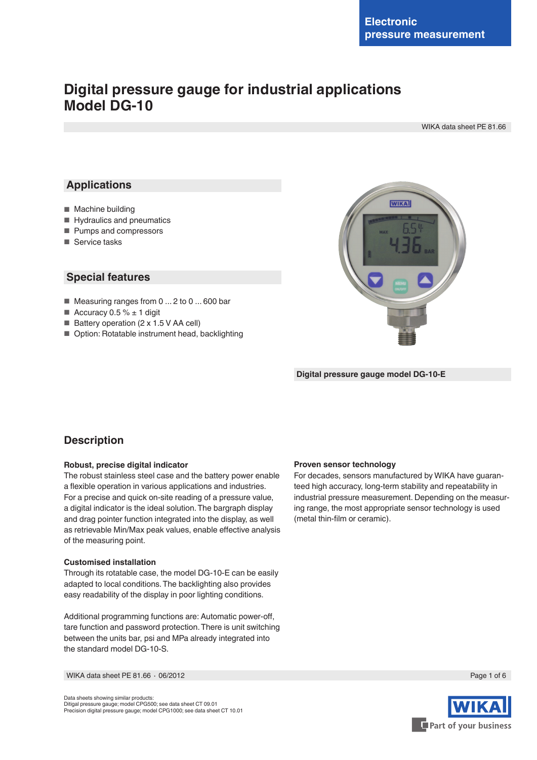Electronic pressure measurement

# Digital pressure gauge for industrial applications
# Model DG-10

WIKA data sheet PE 81.66

## Applications

- Machine building
- Hydraulics and pneumatics
- Pumps and compressors
- Service tasks

## Special features

- Measuring ranges from 0 ... 2 to 0 ... 600 bar
- Accuracy 0.5 % ± 1 digit
- Battery operation (2 x 1.5 V AA cell)
- Option: Rotatable instrument head, backlighting

Digital pressure gauge model DG-10-E

## Description

### Robust, precise digital indicator

The robust stainless steel case and the battery power enable a flexible operation in various applications and industries.
For a precise and quick on-site reading of a pressure value, a digital indicator is the ideal solution. The bargraph display and drag pointer function integrated into the display, as well as retrievable Min/Max peak values, enable effective analysis of the measuring point.

### Customised installation

Through its rotatable case, the model DG-10-E can be easily adapted to local conditions. The backlighting also provides easy readability of the display in poor lighting conditions.

Additional programming functions are: Automatic power-off, tare function and password protection. There is unit switching between the units bar, psi and MPa already integrated into the standard model DG-10-S.

### Proven sensor technology

For decades, sensors manufactured by WIKA have guaranteed high accuracy, long-term stability and repeatability in industrial pressure measurement. Depending on the measuring range, the most appropriate sensor technology is used (metal thin-film or ceramic).

Data sheets showing similar products:
Ditigal pressure gauge; model CPG500; see data sheet CT 09.01
Precision digital pressure gauge; model CPG1000; see data sheet CT 10.01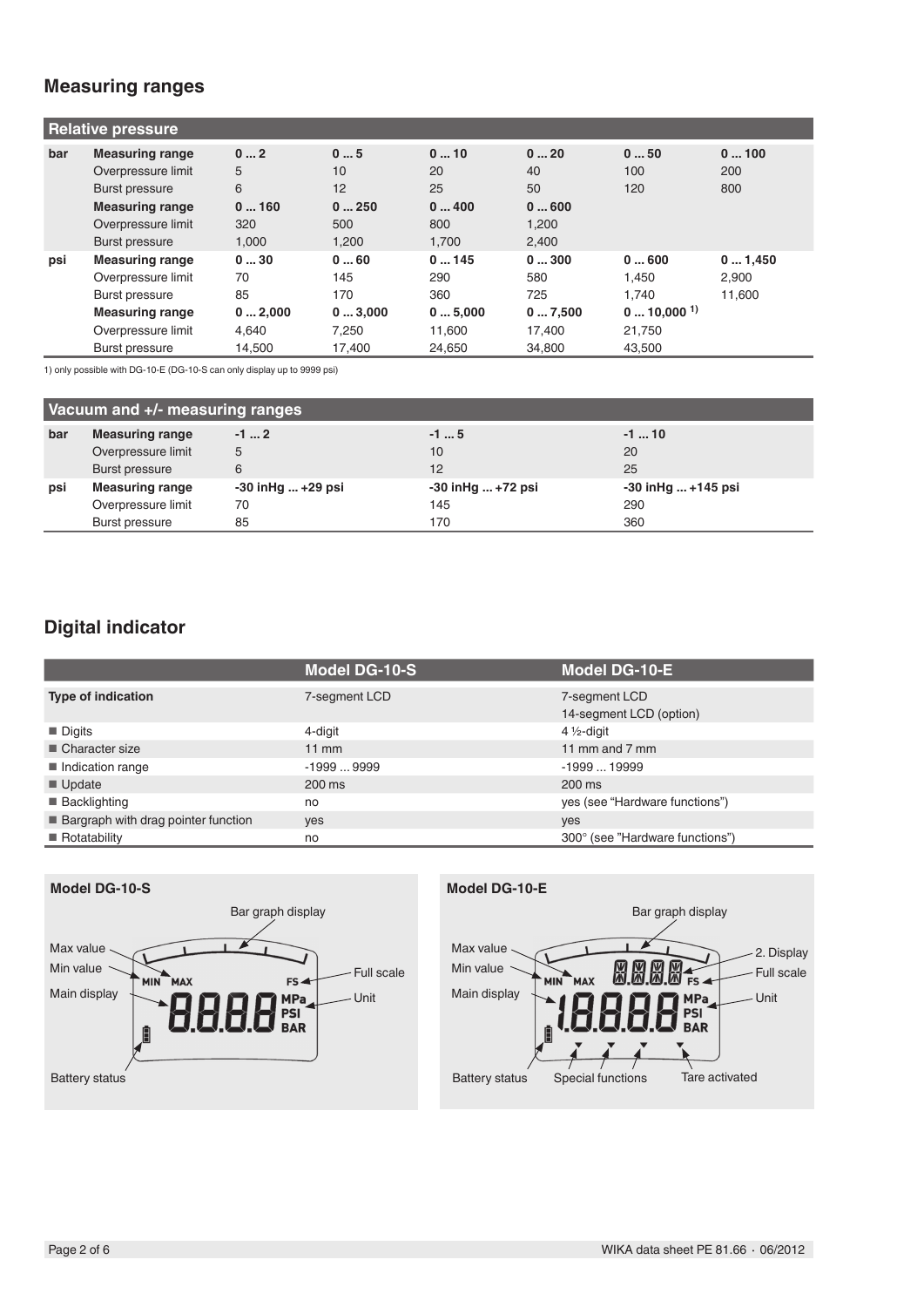## Measuring ranges

| Relative pressure | | | | | | | |
|---|---|---|---|---|---|---|---|
| bar | **Measuring range** | **0 ... 2** | **0 ... 5** | **0 ... 10** | **0 ... 20** | **0 ... 50** | **0 ... 100** |
| | Overpressure limit | 5 | 10 | 20 | 40 | 100 | 200 |
| | Burst pressure | 6 | 12 | 25 | 50 | 120 | 800 |
| | **Measuring range** | **0 ... 160** | **0 ... 250** | **0 ... 400** | **0 ... 600** | | |
| | Overpressure limit | 320 | 500 | 800 | 1,200 | | |
| | Burst pressure | 1,000 | 1,200 | 1,700 | 2,400 | | |
| psi | **Measuring range** | **0 ... 30** | **0 ... 60** | **0 ... 145** | **0 ... 300** | **0 ... 600** | **0 ... 1,450** |
| | Overpressure limit | 70 | 145 | 290 | 580 | 1,450 | 2,900 |
| | Burst pressure | 85 | 170 | 360 | 725 | 1,740 | 11,600 |
| | **Measuring range** | **0 ... 2,000** | **0 ... 3,000** | **0 ... 5,000** | **0 ... 7,500** | **0 ... 10,000** [1] | |
| | Overpressure limit | 4,640 | 7,250 | 11,600 | 17,400 | 21,750 | |
| | Burst pressure | 14,500 | 17,400 | 24,650 | 34,800 | 43,500 | |

1) only possible with DG-10-E (DG-10-S can only display up to 9999 psi)

| Vacuum and +/- measuring ranges | | | | |
|---|---|---|---|---|
| bar | **Measuring range** | **-1 ... 2** | **-1 ... 5** | **-1 ... 10** |
| | Overpressure limit | 5 | 10 | 20 |
| | Burst pressure | 6 | 12 | 25 |
| psi | **Measuring range** | **-30 inHg ... +29 psi** | **-30 inHg ... +72 psi** | **-30 inHg ... +145 psi** |
| | Overpressure limit | 70 | 145 | 290 |
| | Burst pressure | 85 | 170 | 360 |

## Digital indicator

| | Model DG-10-S | Model DG-10-E |
|---|---|---|
| **Type of indication** | 7-segment LCD | 7-segment LCD<br>14-segment LCD (option) |
| ■ Digits | 4-digit | 4 ½-digit |
| ■ Character size | 11 mm | 11 mm and 7 mm |
| ■ Indication range | -1999 ... 9999 | -1999 ... 19999 |
| ■ Update | 200 ms | 200 ms |
| ■ Backlighting | no | yes (see "Hardware functions") |
| ■ Bargraph with drag pointer function | yes | yes |
| ■ Rotatability | no | 300° (see "Hardware functions") |

**Model DG-10-S**

Bar graph display, Max value, Min value, Full scale, Main display, Unit, Battery status

**Model DG-10-E**

Bar graph display, Max value, 2. Display, Min value, Full scale, Main display, Unit, Battery status, Special functions, Tare activated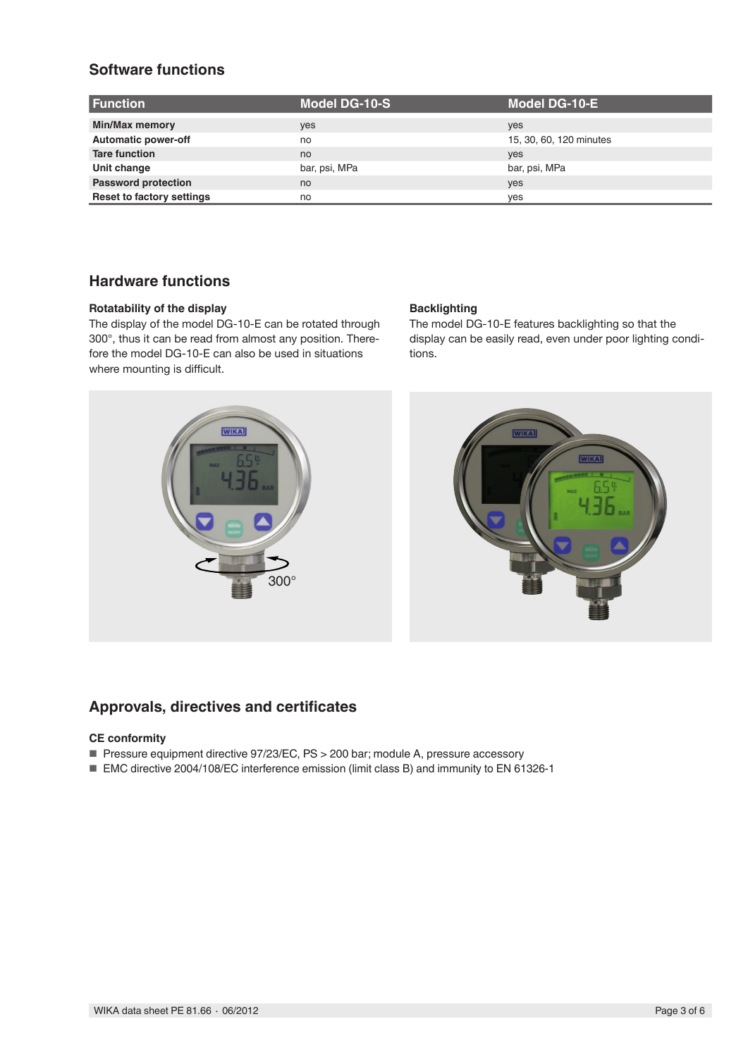## Software functions

| Function | Model DG-10-S | Model DG-10-E |
|---|---|---|
| **Min/Max memory** | yes | yes |
| **Automatic power-off** | no | 15, 30, 60, 120 minutes |
| **Tare function** | no | yes |
| **Unit change** | bar, psi, MPa | bar, psi, MPa |
| **Password protection** | no | yes |
| **Reset to factory settings** | no | yes |

## Hardware functions

### Rotatability of the display

The display of the model DG-10-E can be rotated through 300°, thus it can be read from almost any position. Therefore the model DG-10-E can also be used in situations where mounting is difficult.

### Backlighting

The model DG-10-E features backlighting so that the display can be easily read, even under poor lighting conditions.

## Approvals, directives and certificates

### CE conformity

- Pressure equipment directive 97/23/EC, PS > 200 bar; module A, pressure accessory
- EMC directive 2004/108/EC interference emission (limit class B) and immunity to EN 61326-1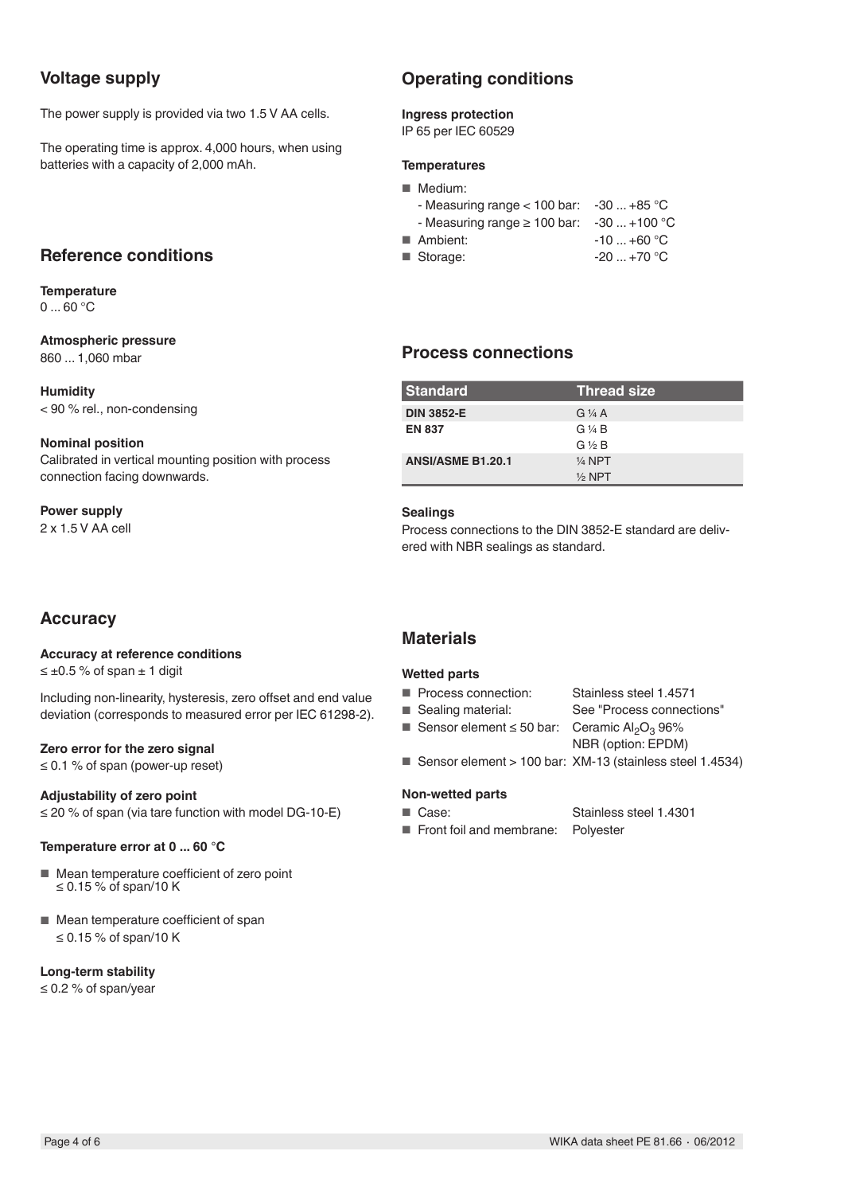## Voltage supply

The power supply is provided via two 1.5 V AA cells.

The operating time is approx. 4,000 hours, when using batteries with a capacity of 2,000 mAh.

## Reference conditions

**Temperature**
0 ... 60 °C

**Atmospheric pressure**
860 ... 1,060 mbar

**Humidity**
< 90 % rel., non-condensing

**Nominal position**
Calibrated in vertical mounting position with process connection facing downwards.

**Power supply**
2 x 1.5 V AA cell

## Accuracy

**Accuracy at reference conditions**
≤ ±0.5 % of span ± 1 digit

Including non-linearity, hysteresis, zero offset and end value deviation (corresponds to measured error per IEC 61298-2).

**Zero error for the zero signal**
≤ 0.1 % of span (power-up reset)

**Adjustability of zero point**
≤ 20 % of span (via tare function with model DG-10-E)

**Temperature error at 0 ... 60 °C**

- Mean temperature coefficient of zero point
  ≤ 0.15 % of span/10 K
- Mean temperature coefficient of span
  ≤ 0.15 % of span/10 K

**Long-term stability**
≤ 0.2 % of span/year

## Operating conditions

**Ingress protection**
IP 65 per IEC 60529

**Temperatures**

- Medium:
  - Measuring range < 100 bar: -30 ... +85 °C
  - Measuring range ≥ 100 bar: -30 ... +100 °C
- Ambient: -10 ... +60 °C
- Storage: -20 ... +70 °C

## Process connections

| Standard | Thread size |
|---|---|
| **DIN 3852-E** | G ¼ A |
| **EN 837** | G ¼ B |
| | G ½ B |
| **ANSI/ASME B1.20.1** | ¼ NPT |
| | ½ NPT |

**Sealings**
Process connections to the DIN 3852-E standard are delivered with NBR sealings as standard.

## Materials

**Wetted parts**

- Process connection: Stainless steel 1.4571
- Sealing material: See "Process connections"
- Sensor element ≤ 50 bar: Ceramic $Al_2O_3$ 96%
  NBR (option: EPDM)
- Sensor element > 100 bar: XM-13 (stainless steel 1.4534)

**Non-wetted parts**

- Case: Stainless steel 1.4301
- Front foil and membrane: Polyester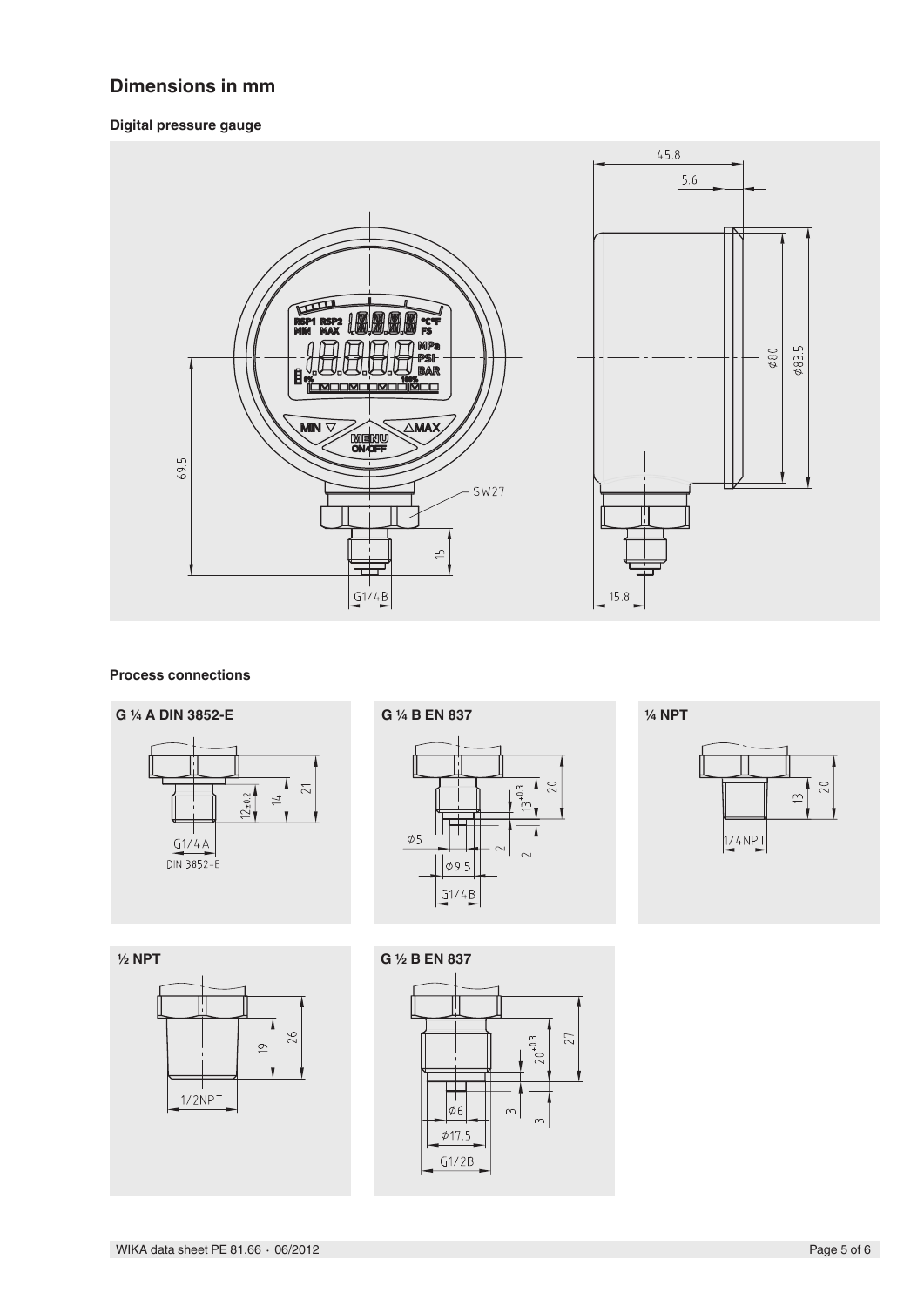## Dimensions in mm

### Digital pressure gauge

### Process connections

**G ¼ A DIN 3852-E**

**G ¼ B EN 837**

**¼ NPT**

**½ NPT**

**G ½ B EN 837**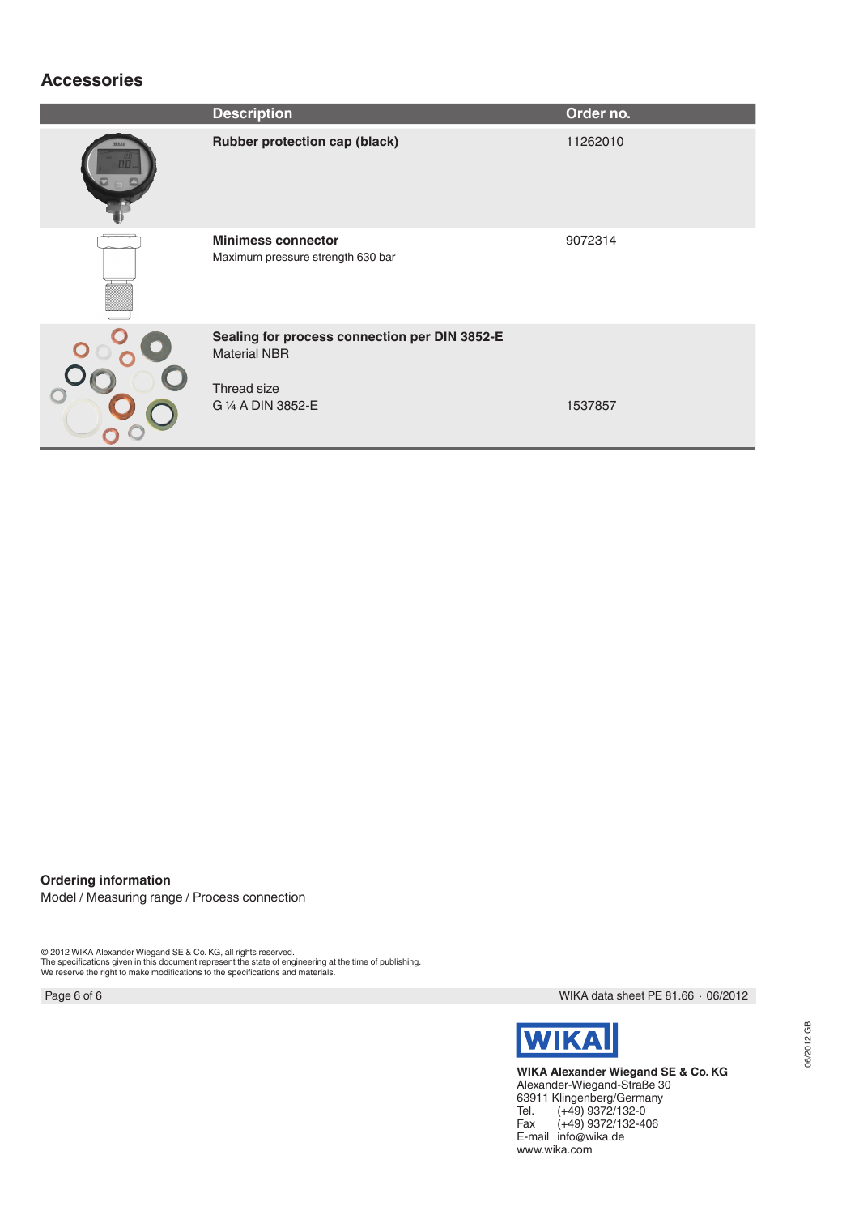## Accessories

| | Description | Order no. |
|---|---|---|
| | **Rubber protection cap (black)** | 11262010 |
| | **Minimess connector**<br>Maximum pressure strength 630 bar | 9072314 |
| | **Sealing for process connection per DIN 3852-E**<br>Material NBR<br><br>Thread size<br>G ¼ A DIN 3852-E | 1537857 |

**Ordering information**

Model / Measuring range / Process connection

© 2012 WIKA Alexander Wiegand SE & Co. KG, all rights reserved.
The specifications given in this document represent the state of engineering at the time of publishing.
We reserve the right to make modifications to the specifications and materials.

**WIKA Alexander Wiegand SE & Co. KG**
Alexander-Wiegand-Straße 30
63911 Klingenberg/Germany
Tel. (+49) 9372/132-0
Fax (+49) 9372/132-406
E-mail info@wika.de
www.wika.com